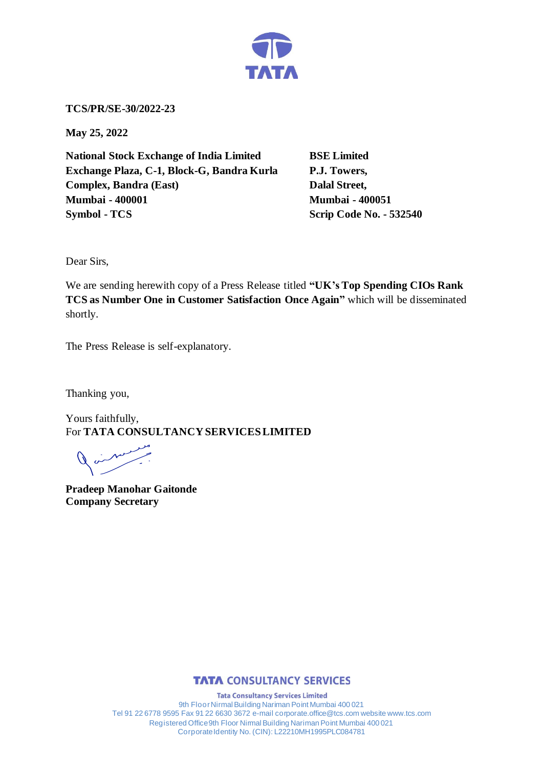**TCS/PR/SE-30/2022-23**

**May 25, 2022**

**National Stock Exchange of India Limited**
**Exchange Plaza, C-1, Block-G, Bandra Kurla Complex, Bandra (East)**
**Mumbai - 400001**
**Symbol - TCS**

**BSE Limited**
**P.J. Towers,**
**Dalal Street,**
**Mumbai - 400051**
**Scrip Code No. - 532540**

Dear Sirs,

We are sending herewith copy of a Press Release titled **"UK's Top Spending CIOs Rank TCS as Number One in Customer Satisfaction Once Again"** which will be disseminated shortly.

The Press Release is self-explanatory.

Thanking you,

Yours faithfully,
For **TATA CONSULTANCY SERVICES LIMITED**

**Pradeep Manohar Gaitonde**
**Company Secretary**

**TATA CONSULTANCY SERVICES**

**Tata Consultancy Services Limited**
9th Floor Nirmal Building Nariman Point Mumbai 400 021
Tel 91 22 6778 9595 Fax 91 22 6630 3672 e-mail corporate.office@tcs.com website www.tcs.com
Registered Office 9th Floor Nirmal Building Nariman Point Mumbai 400 021
Corporate Identity No. (CIN): L22210MH1995PLC084781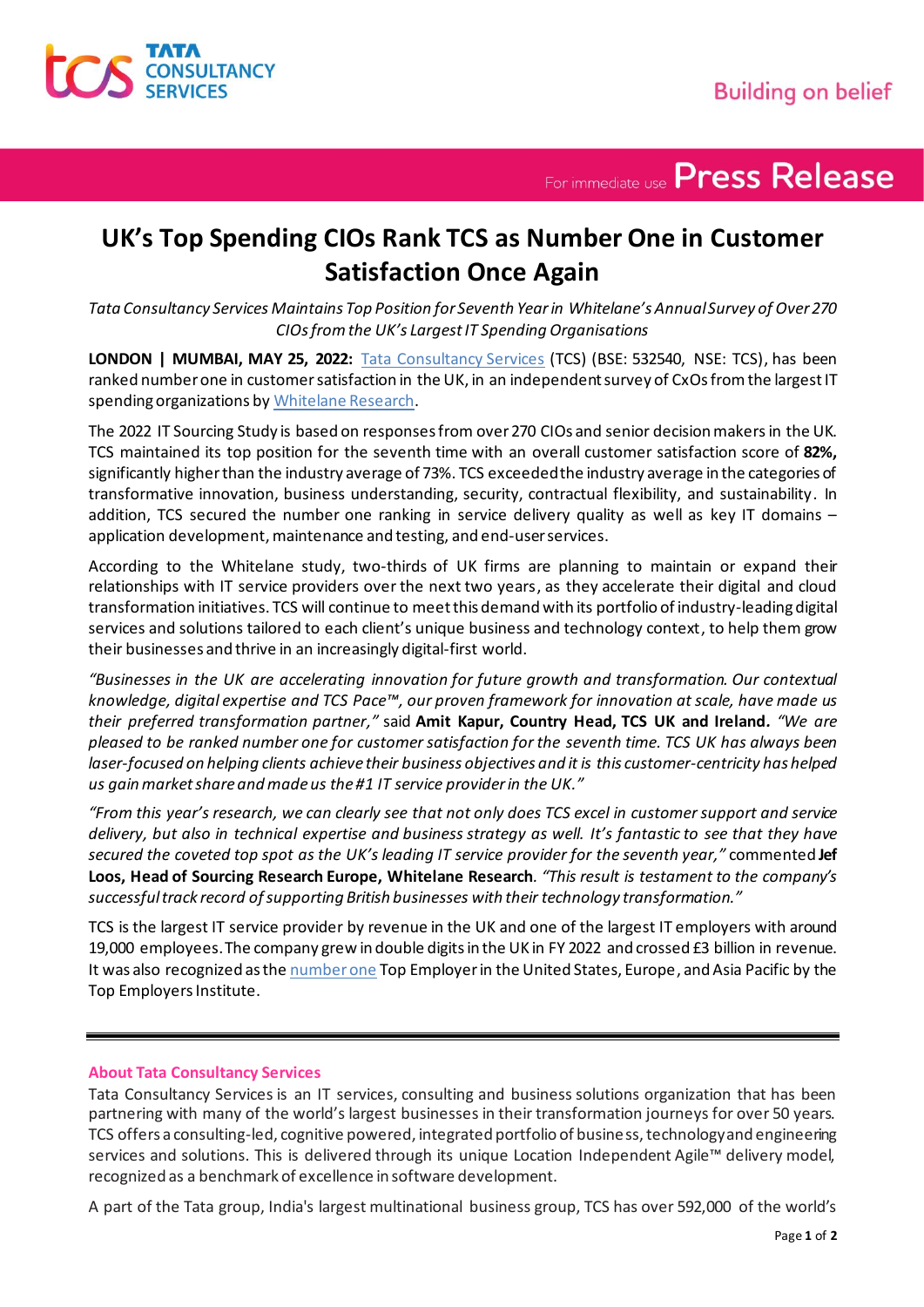# UK's Top Spending CIOs Rank TCS as Number One in Customer Satisfaction Once Again

*Tata Consultancy Services Maintains Top Position for Seventh Year in Whitelane's Annual Survey of Over 270 CIOs from the UK's Largest IT Spending Organisations*

**LONDON | MUMBAI, MAY 25, 2022:** Tata Consultancy Services (TCS) (BSE: 532540, NSE: TCS), has been ranked number one in customer satisfaction in the UK, in an independent survey of CxOs from the largest IT spending organizations by Whitelane Research.

The 2022 IT Sourcing Study is based on responses from over 270 CIOs and senior decision makers in the UK. TCS maintained its top position for the seventh time with an overall customer satisfaction score of **82%,** significantly higher than the industry average of 73%. TCS exceeded the industry average in the categories of transformative innovation, business understanding, security, contractual flexibility, and sustainability. In addition, TCS secured the number one ranking in service delivery quality as well as key IT domains – application development, maintenance and testing, and end-user services.

According to the Whitelane study, two-thirds of UK firms are planning to maintain or expand their relationships with IT service providers over the next two years, as they accelerate their digital and cloud transformation initiatives. TCS will continue to meet this demand with its portfolio of industry-leading digital services and solutions tailored to each client's unique business and technology context, to help them grow their businesses and thrive in an increasingly digital-first world.

*"Businesses in the UK are accelerating innovation for future growth and transformation. Our contextual knowledge, digital expertise and TCS Pace™, our proven framework for innovation at scale, have made us their preferred transformation partner,"* said **Amit Kapur, Country Head, TCS UK and Ireland.** *"We are pleased to be ranked number one for customer satisfaction for the seventh time. TCS UK has always been laser-focused on helping clients achieve their business objectives and it is this customer-centricity has helped us gain market share and made us the #1 IT service provider in the UK."*

*"From this year's research, we can clearly see that not only does TCS excel in customer support and service delivery, but also in technical expertise and business strategy as well. It's fantastic to see that they have secured the coveted top spot as the UK's leading IT service provider for the seventh year,"* commented **Jef Loos, Head of Sourcing Research Europe, Whitelane Research**. *"This result is testament to the company's successful track record of supporting British businesses with their technology transformation."*

TCS is the largest IT service provider by revenue in the UK and one of the largest IT employers with around 19,000 employees. The company grew in double digits in the UK in FY 2022 and crossed £3 billion in revenue. It was also recognized as the number one Top Employer in the United States, Europe, and Asia Pacific by the Top Employers Institute.

---

## About Tata Consultancy Services

Tata Consultancy Services is an IT services, consulting and business solutions organization that has been partnering with many of the world's largest businesses in their transformation journeys for over 50 years. TCS offers a consulting-led, cognitive powered, integrated portfolio of business, technology and engineering services and solutions. This is delivered through its unique Location Independent Agile™ delivery model, recognized as a benchmark of excellence in software development.

A part of the Tata group, India's largest multinational business group, TCS has over 592,000 of the world's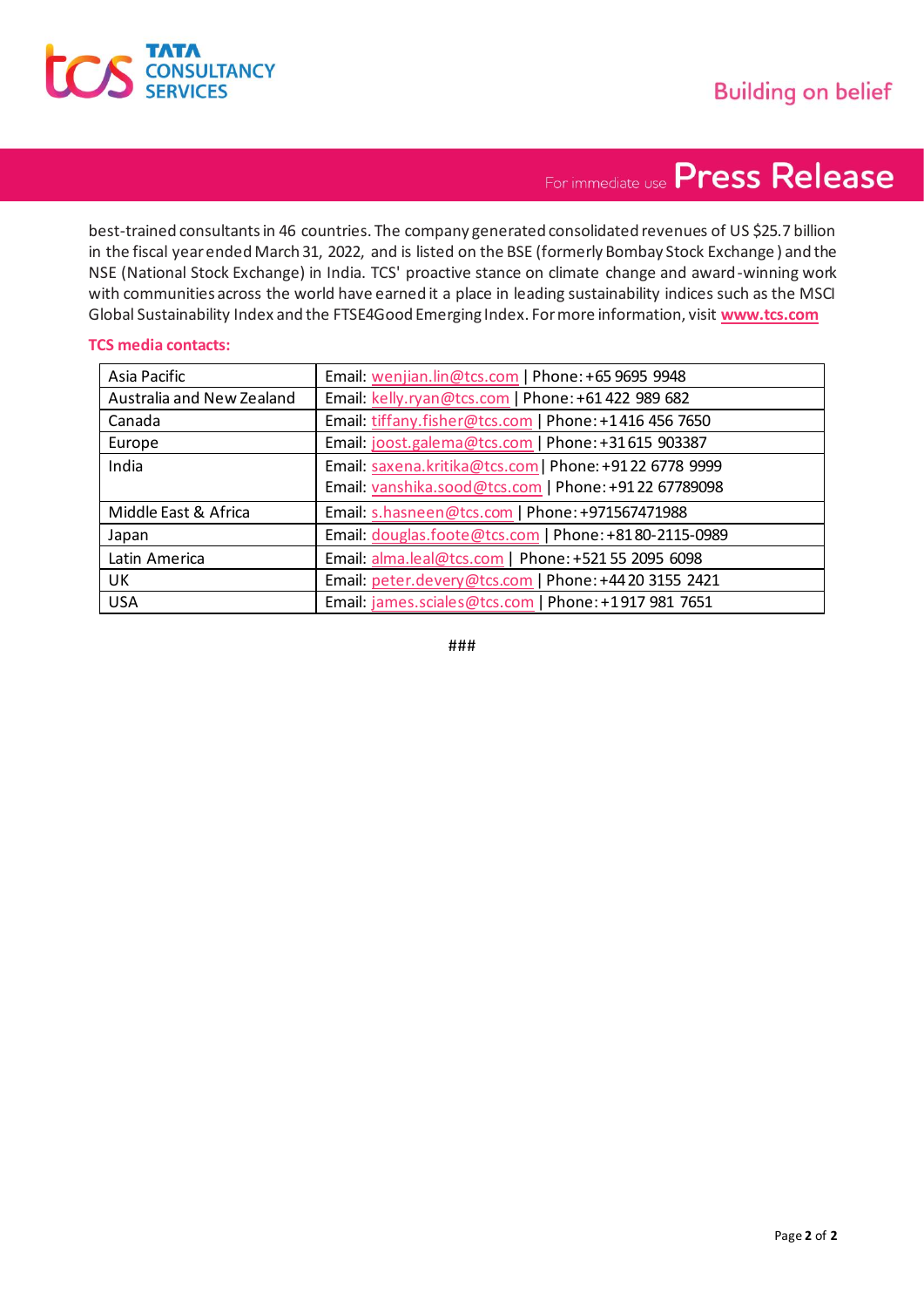best-trained consultants in 46 countries. The company generated consolidated revenues of US $25.7 billion in the fiscal year ended March 31, 2022, and is listed on the BSE (formerly Bombay Stock Exchange) and the NSE (National Stock Exchange) in India. TCS' proactive stance on climate change and award-winning work with communities across the world have earned it a place in leading sustainability indices such as the MSCI Global Sustainability Index and the FTSE4Good Emerging Index. For more information, visit **www.tcs.com**

**TCS media contacts:**

| | |
|---|---|
| Asia Pacific | Email: wenjian.lin@tcs.com \| Phone: +65 9695 9948 |
| Australia and New Zealand | Email: kelly.ryan@tcs.com \| Phone: +61 422 989 682 |
| Canada | Email: tiffany.fisher@tcs.com \| Phone: +1 416 456 7650 |
| Europe | Email: joost.galema@tcs.com \| Phone: +31 615 903387 |
| India | Email: saxena.kritika@tcs.com \| Phone: +91 22 6778 9999<br>Email: vanshika.sood@tcs.com \| Phone: +91 22 67789098 |
| Middle East & Africa | Email: s.hasneen@tcs.com \| Phone: +971567471988 |
| Japan | Email: douglas.foote@tcs.com \| Phone: +81 80-2115-0989 |
| Latin America | Email: alma.leal@tcs.com \| Phone: +521 55 2095 6098 |
| UK | Email: peter.devery@tcs.com \| Phone: +44 20 3155 2421 |
| USA | Email: james.sciales@tcs.com \| Phone: +1 917 981 7651 |

###